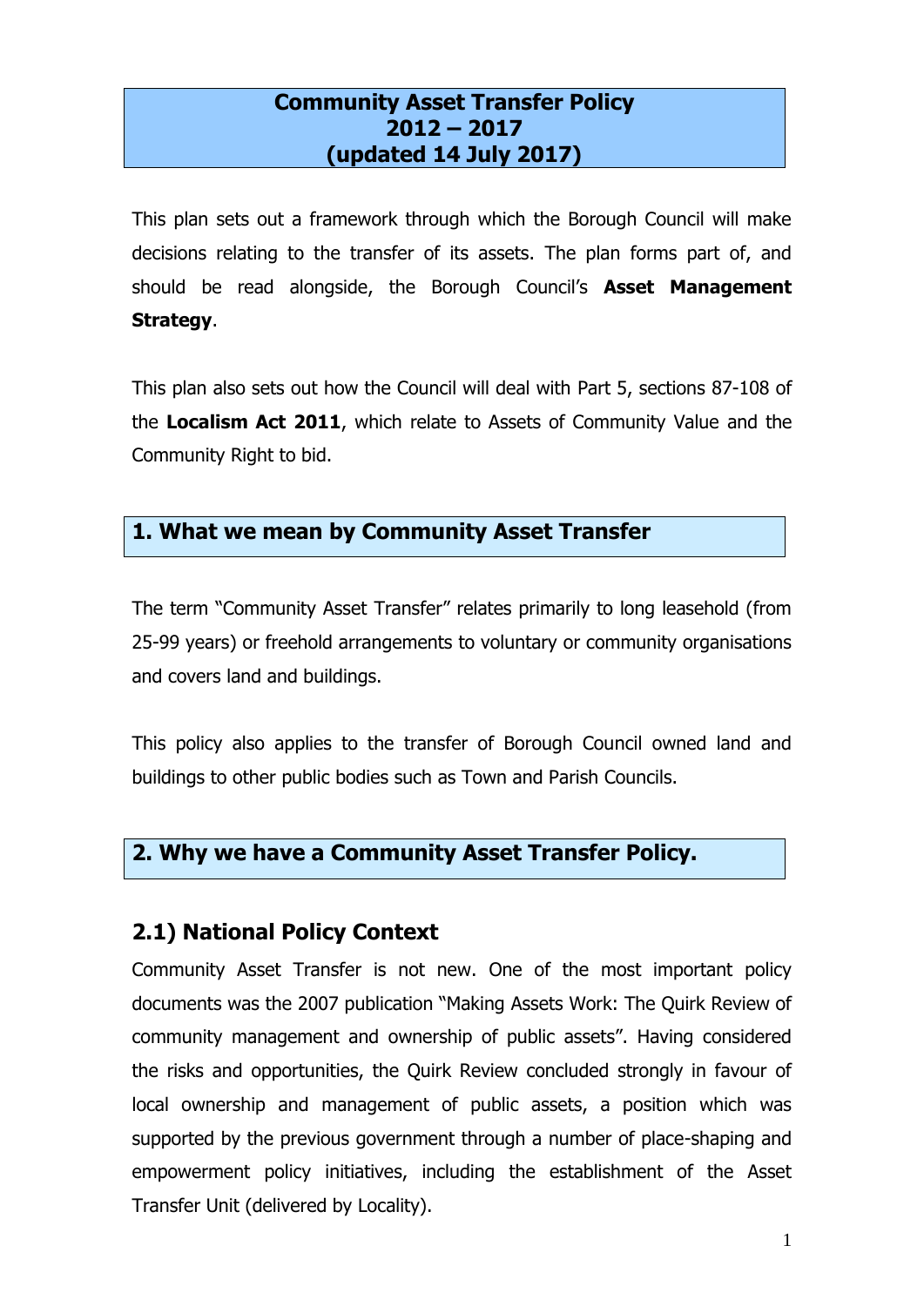# Community Asset Transfer Policy 2012 – 2017 (updated 14 July 2017)

This plan sets out a framework through which the Borough Council will make decisions relating to the transfer of its assets. The plan forms part of, and should be read alongside, the Borough Council's **Asset Management Strategy**.

This plan also sets out how the Council will deal with Part 5, sections 87-108 of the **Localism Act 2011**, which relate to Assets of Community Value and the Community Right to bid.

## 1. What we mean by Community Asset Transfer

The term "Community Asset Transfer" relates primarily to long leasehold (from 25-99 years) or freehold arrangements to voluntary or community organisations and covers land and buildings.

This policy also applies to the transfer of Borough Council owned land and buildings to other public bodies such as Town and Parish Councils.

## 2. Why we have a Community Asset Transfer Policy.

### 2.1) National Policy Context

Community Asset Transfer is not new. One of the most important policy documents was the 2007 publication "Making Assets Work: The Quirk Review of community management and ownership of public assets". Having considered the risks and opportunities, the Quirk Review concluded strongly in favour of local ownership and management of public assets, a position which was supported by the previous government through a number of place-shaping and empowerment policy initiatives, including the establishment of the Asset Transfer Unit (delivered by Locality).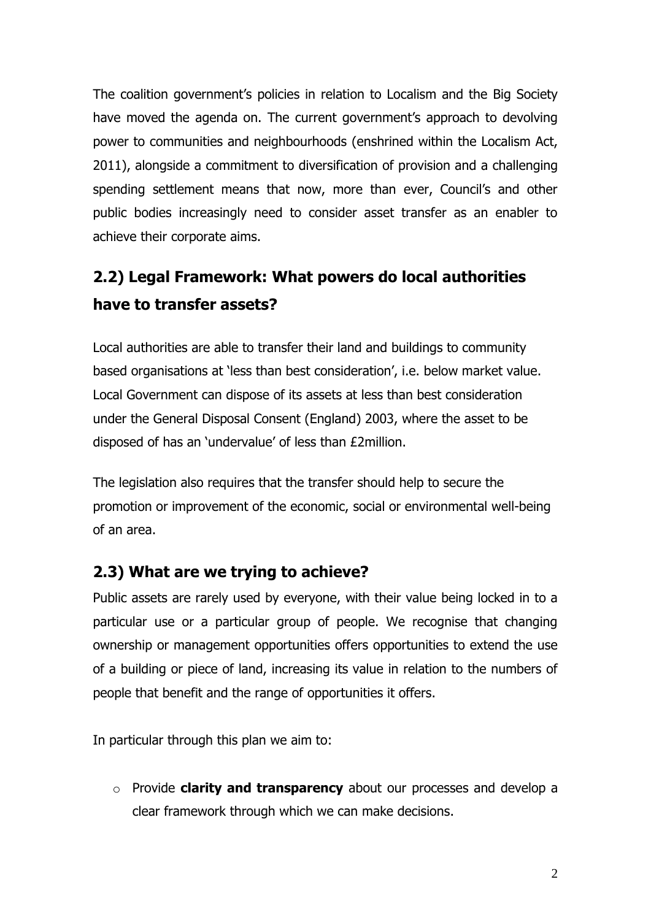The coalition government's policies in relation to Localism and the Big Society have moved the agenda on. The current government's approach to devolving power to communities and neighbourhoods (enshrined within the Localism Act, 2011), alongside a commitment to diversification of provision and a challenging spending settlement means that now, more than ever, Council's and other public bodies increasingly need to consider asset transfer as an enabler to achieve their corporate aims.

## 2.2) Legal Framework: What powers do local authorities have to transfer assets?

Local authorities are able to transfer their land and buildings to community based organisations at 'less than best consideration', i.e. below market value. Local Government can dispose of its assets at less than best consideration under the General Disposal Consent (England) 2003, where the asset to be disposed of has an 'undervalue' of less than £2million.

The legislation also requires that the transfer should help to secure the promotion or improvement of the economic, social or environmental well-being of an area.

## 2.3) What are we trying to achieve?

Public assets are rarely used by everyone, with their value being locked in to a particular use or a particular group of people. We recognise that changing ownership or management opportunities offers opportunities to extend the use of a building or piece of land, increasing its value in relation to the numbers of people that benefit and the range of opportunities it offers.

In particular through this plan we aim to:

- Provide **clarity and transparency** about our processes and develop a clear framework through which we can make decisions.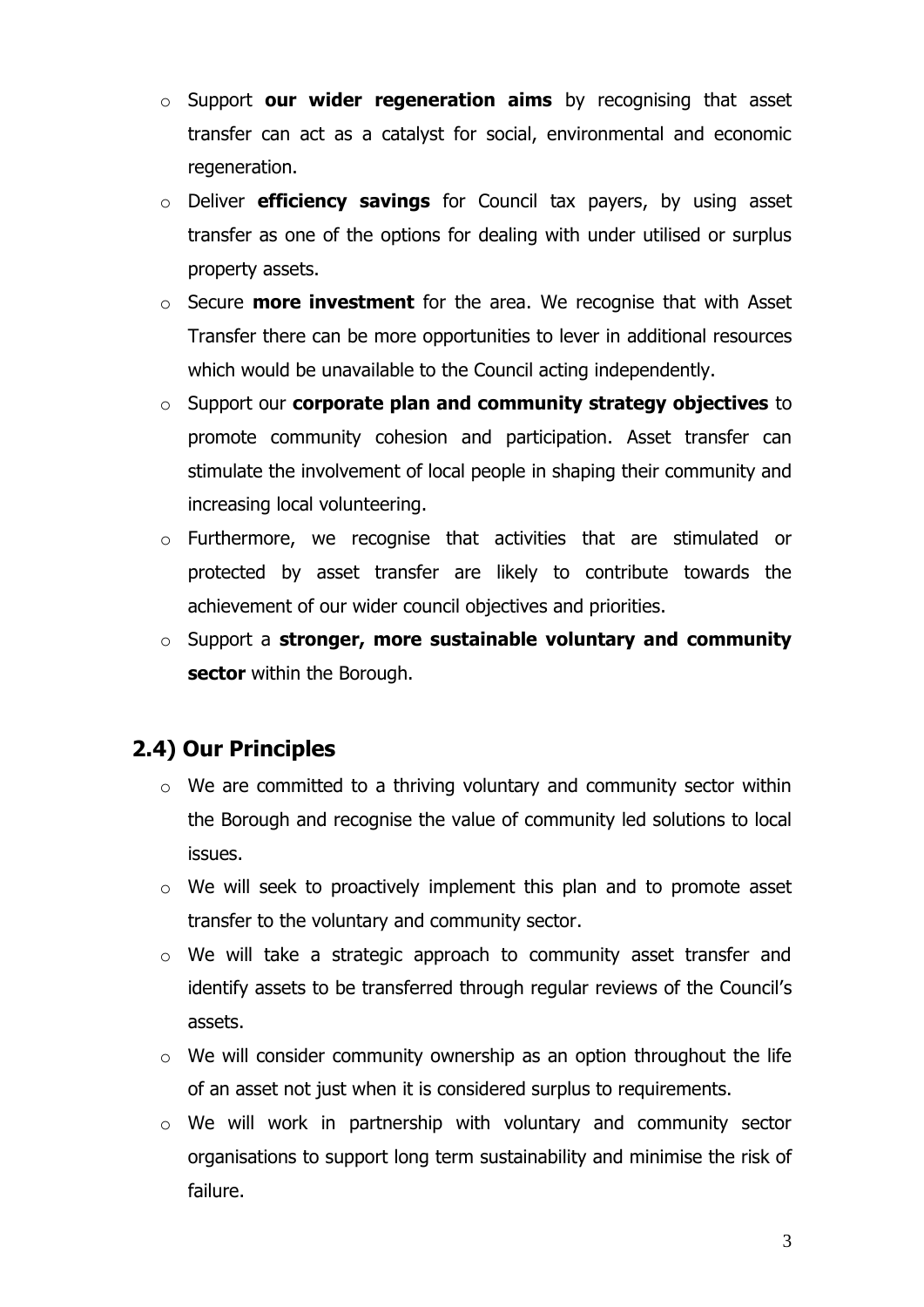- Support **our wider regeneration aims** by recognising that asset transfer can act as a catalyst for social, environmental and economic regeneration.
- Deliver **efficiency savings** for Council tax payers, by using asset transfer as one of the options for dealing with under utilised or surplus property assets.
- Secure **more investment** for the area. We recognise that with Asset Transfer there can be more opportunities to lever in additional resources which would be unavailable to the Council acting independently.
- Support our **corporate plan and community strategy objectives** to promote community cohesion and participation. Asset transfer can stimulate the involvement of local people in shaping their community and increasing local volunteering.
- Furthermore, we recognise that activities that are stimulated or protected by asset transfer are likely to contribute towards the achievement of our wider council objectives and priorities.
- Support a **stronger, more sustainable voluntary and community sector** within the Borough.

## 2.4) Our Principles

- We are committed to a thriving voluntary and community sector within the Borough and recognise the value of community led solutions to local issues.
- We will seek to proactively implement this plan and to promote asset transfer to the voluntary and community sector.
- We will take a strategic approach to community asset transfer and identify assets to be transferred through regular reviews of the Council's assets.
- We will consider community ownership as an option throughout the life of an asset not just when it is considered surplus to requirements.
- We will work in partnership with voluntary and community sector organisations to support long term sustainability and minimise the risk of failure.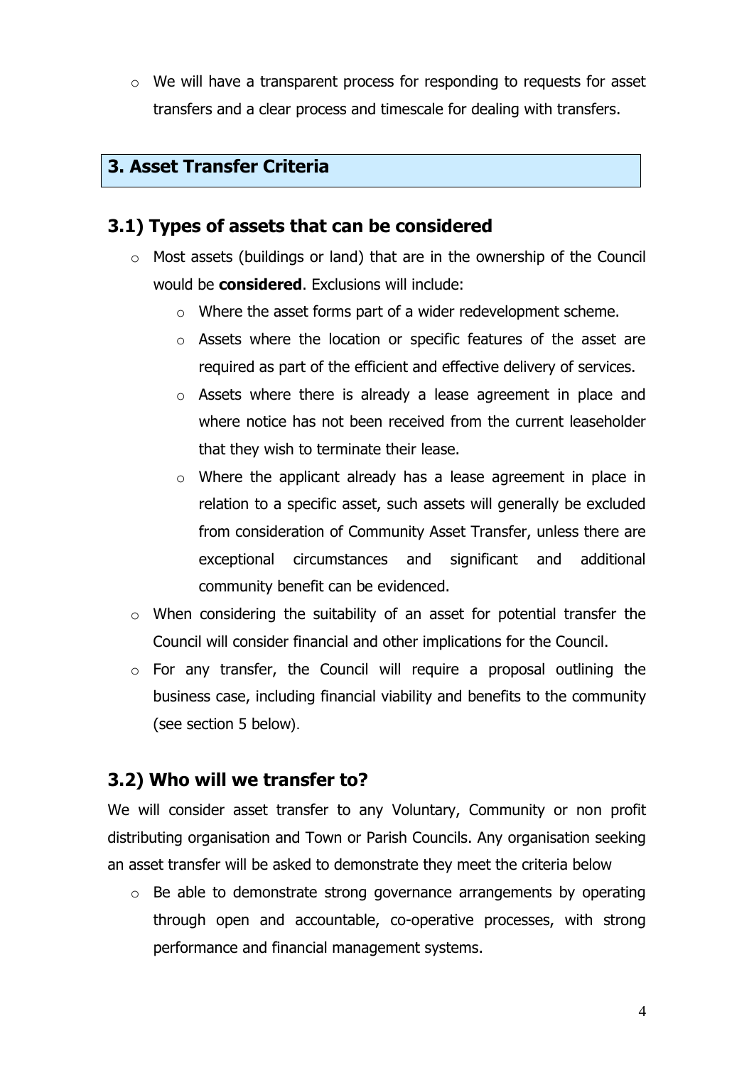- We will have a transparent process for responding to requests for asset transfers and a clear process and timescale for dealing with transfers.

## 3. Asset Transfer Criteria

### 3.1) Types of assets that can be considered

- Most assets (buildings or land) that are in the ownership of the Council would be **considered**. Exclusions will include:
  - Where the asset forms part of a wider redevelopment scheme.
  - Assets where the location or specific features of the asset are required as part of the efficient and effective delivery of services.
  - Assets where there is already a lease agreement in place and where notice has not been received from the current leaseholder that they wish to terminate their lease.
  - Where the applicant already has a lease agreement in place in relation to a specific asset, such assets will generally be excluded from consideration of Community Asset Transfer, unless there are exceptional circumstances and significant and additional community benefit can be evidenced.
- When considering the suitability of an asset for potential transfer the Council will consider financial and other implications for the Council.
- For any transfer, the Council will require a proposal outlining the business case, including financial viability and benefits to the community (see section 5 below).

### 3.2) Who will we transfer to?

We will consider asset transfer to any Voluntary, Community or non profit distributing organisation and Town or Parish Councils. Any organisation seeking an asset transfer will be asked to demonstrate they meet the criteria below

- Be able to demonstrate strong governance arrangements by operating through open and accountable, co-operative processes, with strong performance and financial management systems.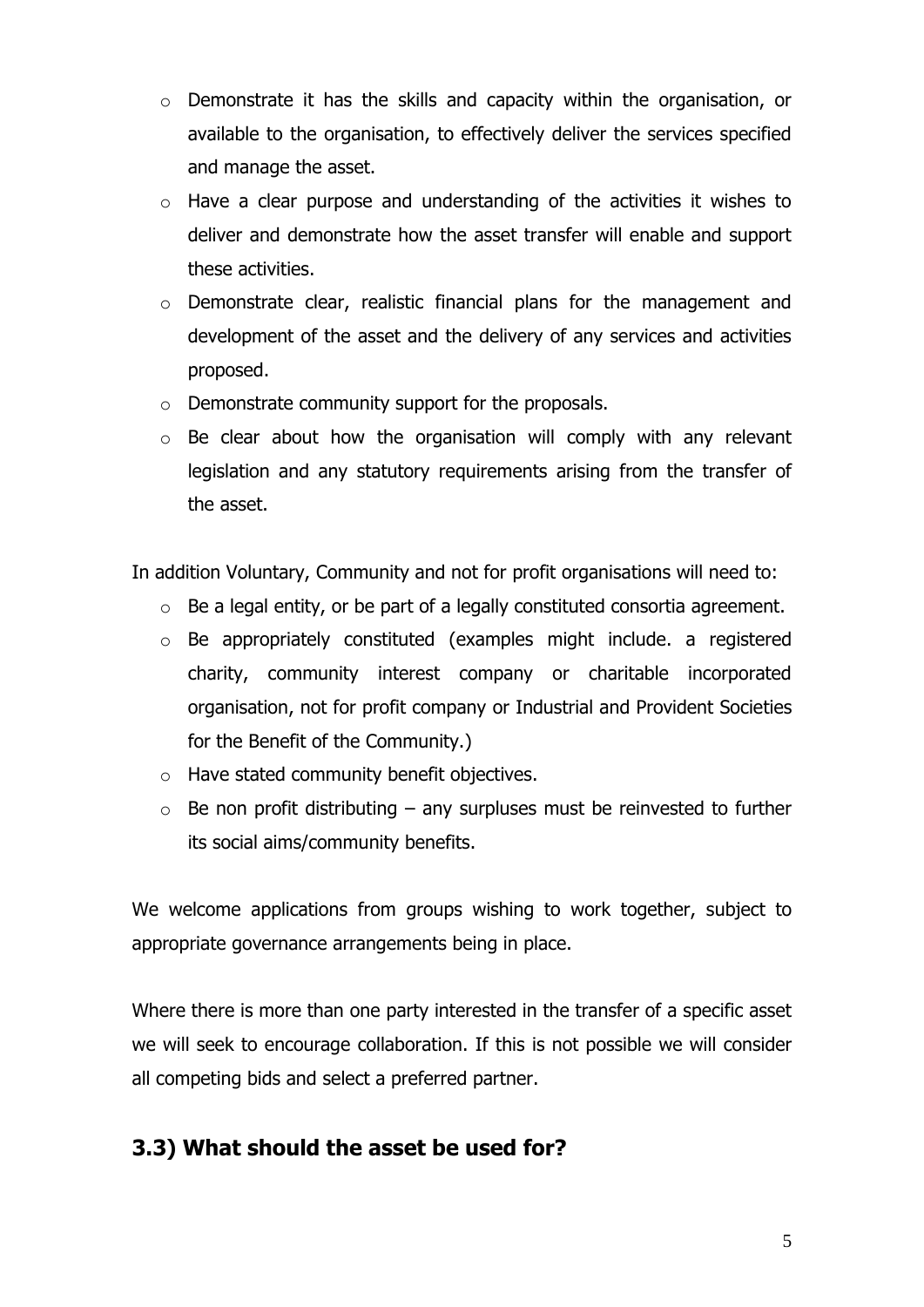- Demonstrate it has the skills and capacity within the organisation, or available to the organisation, to effectively deliver the services specified and manage the asset.
- Have a clear purpose and understanding of the activities it wishes to deliver and demonstrate how the asset transfer will enable and support these activities.
- Demonstrate clear, realistic financial plans for the management and development of the asset and the delivery of any services and activities proposed.
- Demonstrate community support for the proposals.
- Be clear about how the organisation will comply with any relevant legislation and any statutory requirements arising from the transfer of the asset.

In addition Voluntary, Community and not for profit organisations will need to:

- Be a legal entity, or be part of a legally constituted consortia agreement.
- Be appropriately constituted (examples might include. a registered charity, community interest company or charitable incorporated organisation, not for profit company or Industrial and Provident Societies for the Benefit of the Community.)
- Have stated community benefit objectives.
- Be non profit distributing – any surpluses must be reinvested to further its social aims/community benefits.

We welcome applications from groups wishing to work together, subject to appropriate governance arrangements being in place.

Where there is more than one party interested in the transfer of a specific asset we will seek to encourage collaboration. If this is not possible we will consider all competing bids and select a preferred partner.

## 3.3) What should the asset be used for?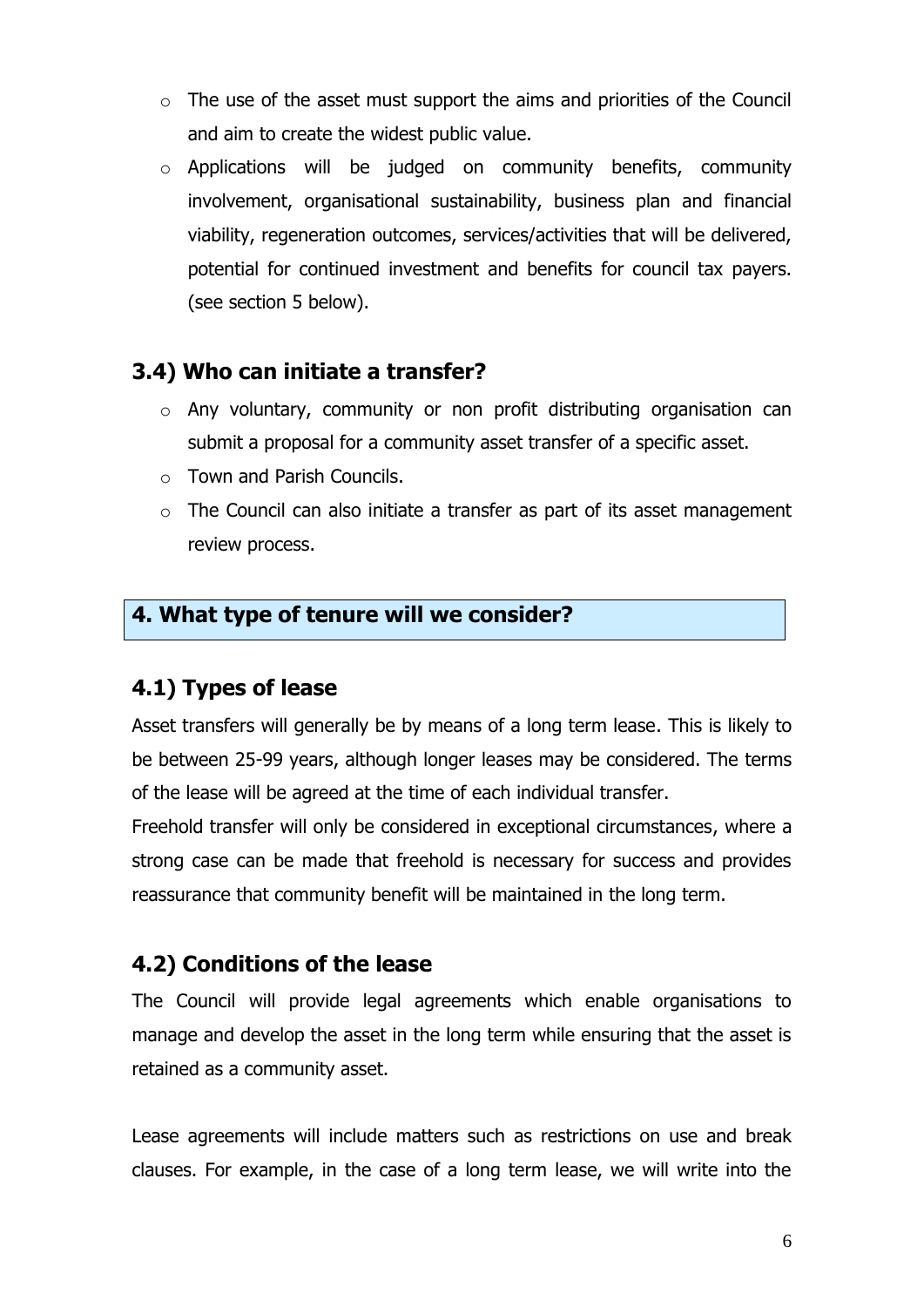- The use of the asset must support the aims and priorities of the Council and aim to create the widest public value.
- Applications will be judged on community benefits, community involvement, organisational sustainability, business plan and financial viability, regeneration outcomes, services/activities that will be delivered, potential for continued investment and benefits for council tax payers. (see section 5 below).

### 3.4) Who can initiate a transfer?

- Any voluntary, community or non profit distributing organisation can submit a proposal for a community asset transfer of a specific asset.
- Town and Parish Councils.
- The Council can also initiate a transfer as part of its asset management review process.

## 4. What type of tenure will we consider?

### 4.1) Types of lease

Asset transfers will generally be by means of a long term lease. This is likely to be between 25-99 years, although longer leases may be considered. The terms of the lease will be agreed at the time of each individual transfer.

Freehold transfer will only be considered in exceptional circumstances, where a strong case can be made that freehold is necessary for success and provides reassurance that community benefit will be maintained in the long term.

### 4.2) Conditions of the lease

The Council will provide legal agreements which enable organisations to manage and develop the asset in the long term while ensuring that the asset is retained as a community asset.

Lease agreements will include matters such as restrictions on use and break clauses. For example, in the case of a long term lease, we will write into the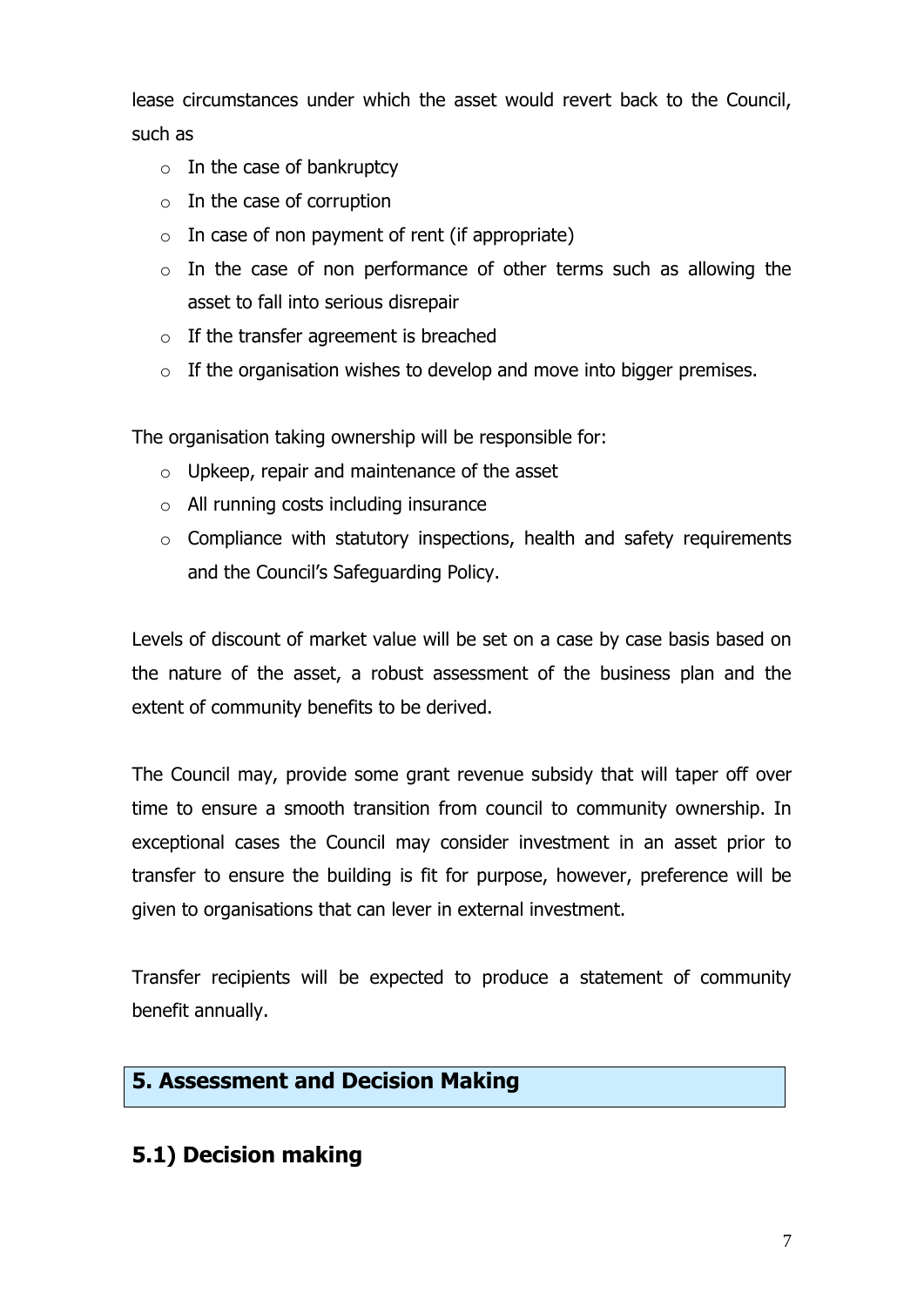lease circumstances under which the asset would revert back to the Council, such as

- In the case of bankruptcy
- In the case of corruption
- In case of non payment of rent (if appropriate)
- In the case of non performance of other terms such as allowing the asset to fall into serious disrepair
- If the transfer agreement is breached
- If the organisation wishes to develop and move into bigger premises.

The organisation taking ownership will be responsible for:

- Upkeep, repair and maintenance of the asset
- All running costs including insurance
- Compliance with statutory inspections, health and safety requirements and the Council's Safeguarding Policy.

Levels of discount of market value will be set on a case by case basis based on the nature of the asset, a robust assessment of the business plan and the extent of community benefits to be derived.

The Council may, provide some grant revenue subsidy that will taper off over time to ensure a smooth transition from council to community ownership. In exceptional cases the Council may consider investment in an asset prior to transfer to ensure the building is fit for purpose, however, preference will be given to organisations that can lever in external investment.

Transfer recipients will be expected to produce a statement of community benefit annually.

## 5. Assessment and Decision Making

### 5.1) Decision making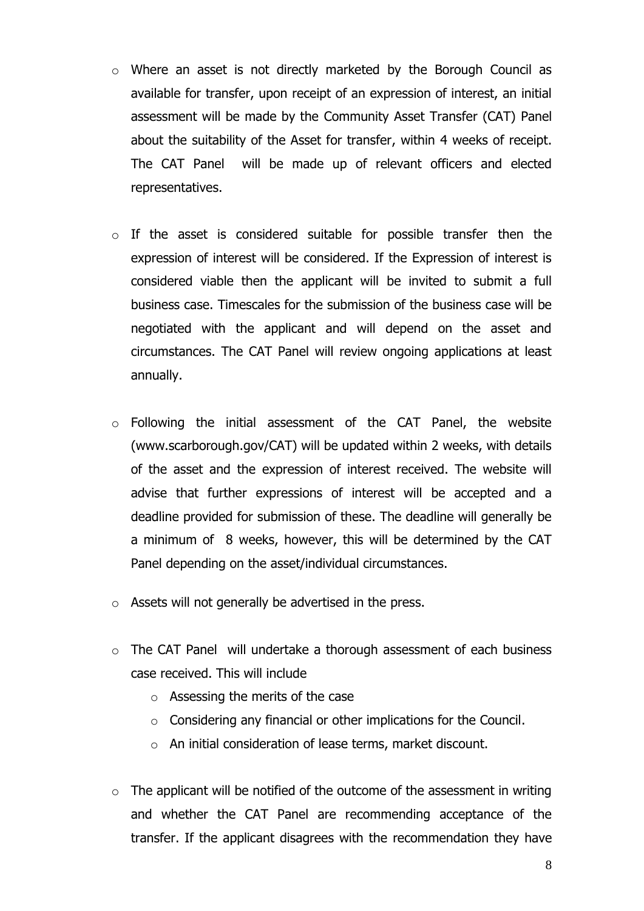- Where an asset is not directly marketed by the Borough Council as available for transfer, upon receipt of an expression of interest, an initial assessment will be made by the Community Asset Transfer (CAT) Panel about the suitability of the Asset for transfer, within 4 weeks of receipt. The CAT Panel will be made up of relevant officers and elected representatives.

- If the asset is considered suitable for possible transfer then the expression of interest will be considered. If the Expression of interest is considered viable then the applicant will be invited to submit a full business case. Timescales for the submission of the business case will be negotiated with the applicant and will depend on the asset and circumstances. The CAT Panel will review ongoing applications at least annually.

- Following the initial assessment of the CAT Panel, the website (www.scarborough.gov/CAT) will be updated within 2 weeks, with details of the asset and the expression of interest received. The website will advise that further expressions of interest will be accepted and a deadline provided for submission of these. The deadline will generally be a minimum of 8 weeks, however, this will be determined by the CAT Panel depending on the asset/individual circumstances.

- Assets will not generally be advertised in the press.

- The CAT Panel will undertake a thorough assessment of each business case received. This will include
  - Assessing the merits of the case
  - Considering any financial or other implications for the Council.
  - An initial consideration of lease terms, market discount.

- The applicant will be notified of the outcome of the assessment in writing and whether the CAT Panel are recommending acceptance of the transfer. If the applicant disagrees with the recommendation they have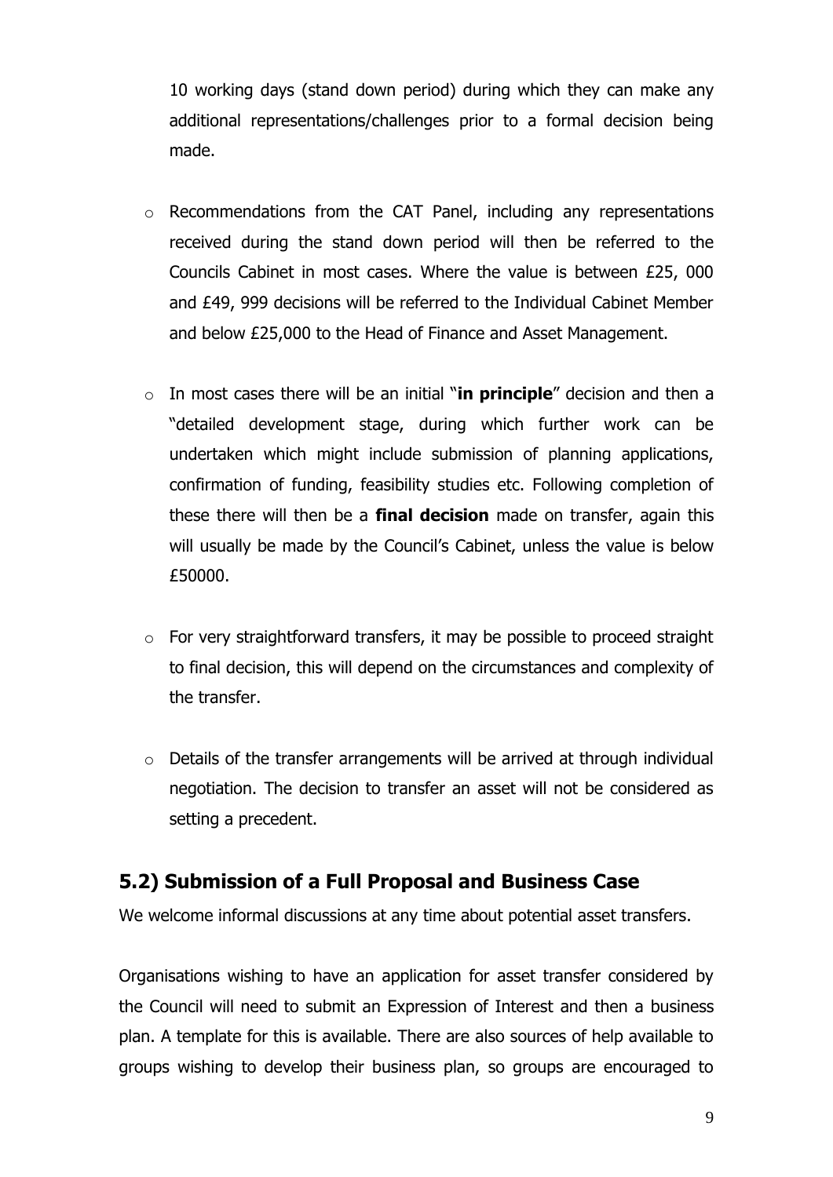10 working days (stand down period) during which they can make any additional representations/challenges prior to a formal decision being made.

- Recommendations from the CAT Panel, including any representations received during the stand down period will then be referred to the Councils Cabinet in most cases. Where the value is between £25, 000 and £49, 999 decisions will be referred to the Individual Cabinet Member and below £25,000 to the Head of Finance and Asset Management.

- In most cases there will be an initial "**in principle**" decision and then a "detailed development stage, during which further work can be undertaken which might include submission of planning applications, confirmation of funding, feasibility studies etc. Following completion of these there will then be a **final decision** made on transfer, again this will usually be made by the Council's Cabinet, unless the value is below £50000.

- For very straightforward transfers, it may be possible to proceed straight to final decision, this will depend on the circumstances and complexity of the transfer.

- Details of the transfer arrangements will be arrived at through individual negotiation. The decision to transfer an asset will not be considered as setting a precedent.

## 5.2) Submission of a Full Proposal and Business Case

We welcome informal discussions at any time about potential asset transfers.

Organisations wishing to have an application for asset transfer considered by the Council will need to submit an Expression of Interest and then a business plan. A template for this is available. There are also sources of help available to groups wishing to develop their business plan, so groups are encouraged to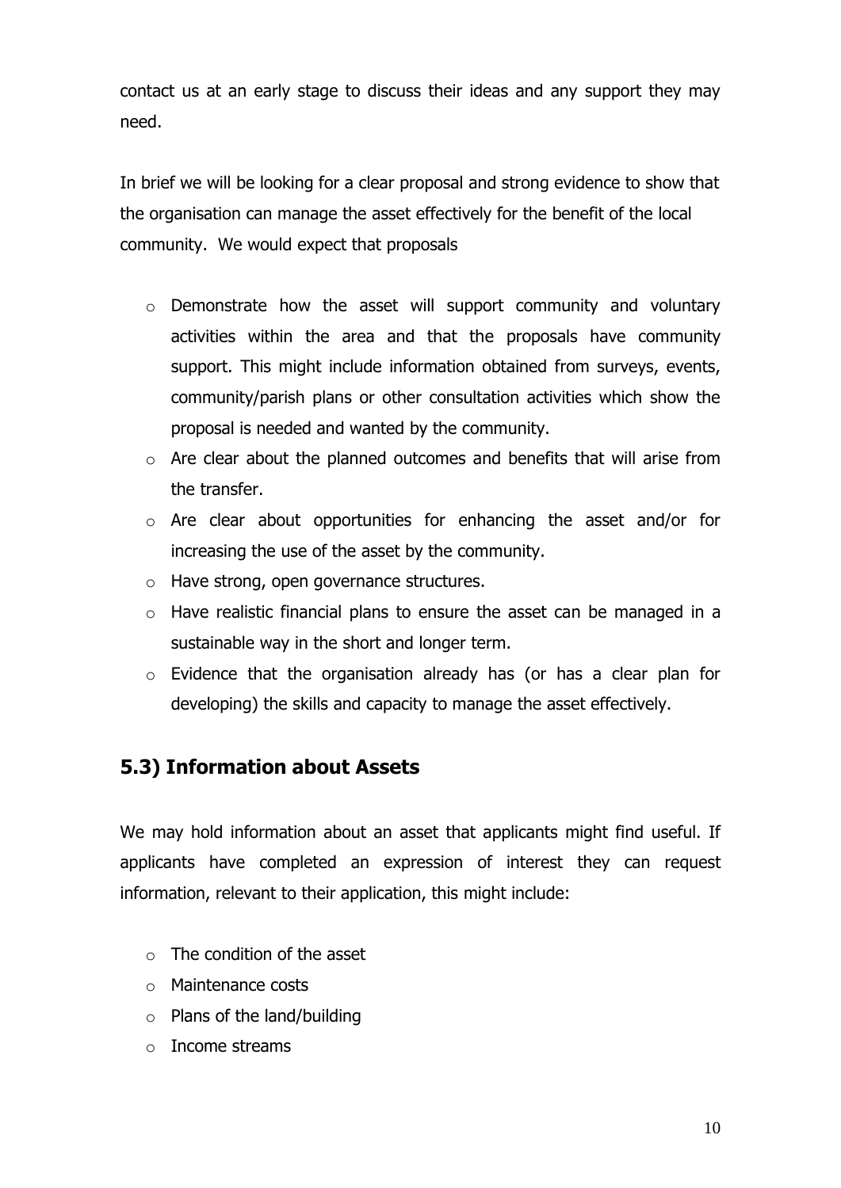contact us at an early stage to discuss their ideas and any support they may need.

In brief we will be looking for a clear proposal and strong evidence to show that the organisation can manage the asset effectively for the benefit of the local community. We would expect that proposals

- Demonstrate how the asset will support community and voluntary activities within the area and that the proposals have community support. This might include information obtained from surveys, events, community/parish plans or other consultation activities which show the proposal is needed and wanted by the community.
- Are clear about the planned outcomes and benefits that will arise from the transfer.
- Are clear about opportunities for enhancing the asset and/or for increasing the use of the asset by the community.
- Have strong, open governance structures.
- Have realistic financial plans to ensure the asset can be managed in a sustainable way in the short and longer term.
- Evidence that the organisation already has (or has a clear plan for developing) the skills and capacity to manage the asset effectively.

## 5.3) Information about Assets

We may hold information about an asset that applicants might find useful. If applicants have completed an expression of interest they can request information, relevant to their application, this might include:

- The condition of the asset
- Maintenance costs
- Plans of the land/building
- Income streams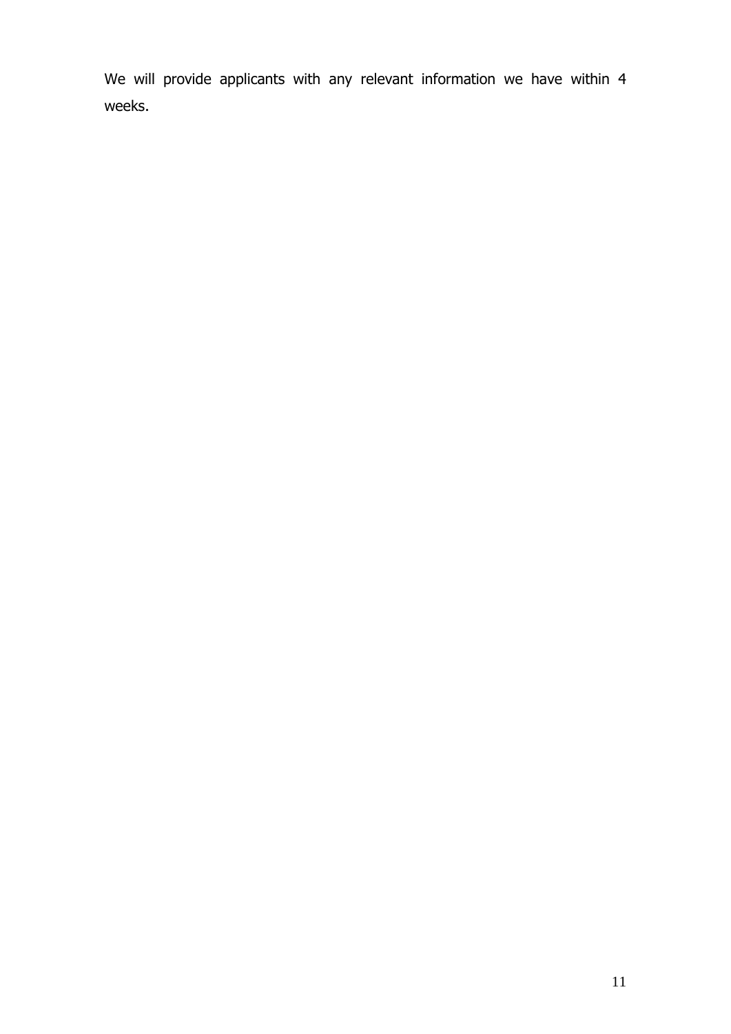We will provide applicants with any relevant information we have within 4 weeks.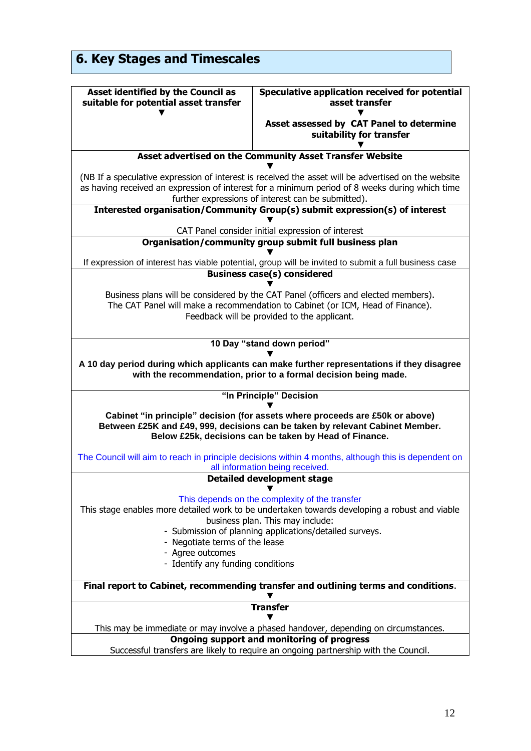## 6. Key Stages and Timescales

| **Asset identified by the Council as suitable for potential asset transfer** ▼ | **Speculative application received for potential asset transfer** ▼ **Asset assessed by CAT Panel to determine suitability for transfer** ▼ |
|---|---|

**Asset advertised on the Community Asset Transfer Website**

▼

(NB If a speculative expression of interest is received the asset will be advertised on the website as having received an expression of interest for a minimum period of 8 weeks during which time further expressions of interest can be submitted).

**Interested organisation/Community Group(s) submit expression(s) of interest**

▼

CAT Panel consider initial expression of interest

**Organisation/community group submit full business plan**

▼

If expression of interest has viable potential, group will be invited to submit a full business case

**Business case(s) considered**

▼

Business plans will be considered by the CAT Panel (officers and elected members). The CAT Panel will make a recommendation to Cabinet (or ICM, Head of Finance). Feedback will be provided to the applicant.

**10 Day "stand down period"**

▼

**A 10 day period during which applicants can make further representations if they disagree with the recommendation, prior to a formal decision being made.**

**"In Principle" Decision**

▼

**Cabinet "in principle" decision (for assets where proceeds are £50k or above) Between £25K and £49, 999, decisions can be taken by relevant Cabinet Member. Below £25k, decisions can be taken by Head of Finance.**

The Council will aim to reach in principle decisions within 4 months, although this is dependent on all information being received.

**Detailed development stage**

▼

This depends on the complexity of the transfer

This stage enables more detailed work to be undertaken towards developing a robust and viable business plan. This may include:

- Submission of planning applications/detailed surveys.
- Negotiate terms of the lease
- Agree outcomes
- Identify any funding conditions

**Final report to Cabinet, recommending transfer and outlining terms and conditions**.

▼

**Transfer**

▼

This may be immediate or may involve a phased handover, depending on circumstances.

**Ongoing support and monitoring of progress**

Successful transfers are likely to require an ongoing partnership with the Council.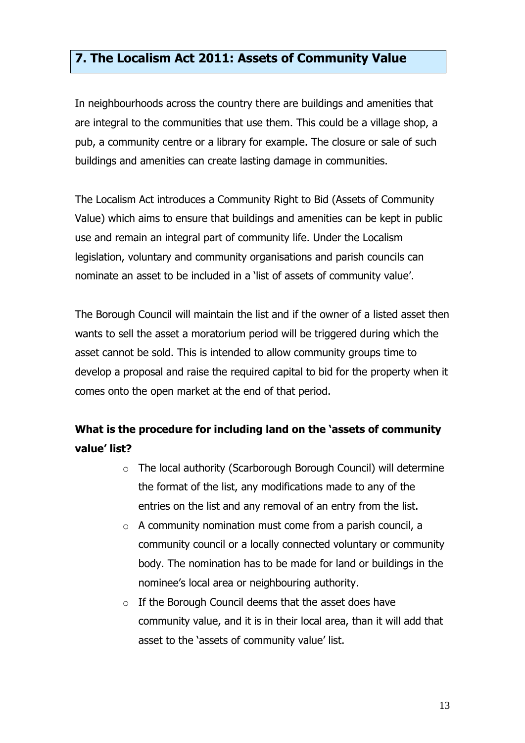## 7. The Localism Act 2011: Assets of Community Value

In neighbourhoods across the country there are buildings and amenities that are integral to the communities that use them. This could be a village shop, a pub, a community centre or a library for example. The closure or sale of such buildings and amenities can create lasting damage in communities.

The Localism Act introduces a Community Right to Bid (Assets of Community Value) which aims to ensure that buildings and amenities can be kept in public use and remain an integral part of community life. Under the Localism legislation, voluntary and community organisations and parish councils can nominate an asset to be included in a 'list of assets of community value'.

The Borough Council will maintain the list and if the owner of a listed asset then wants to sell the asset a moratorium period will be triggered during which the asset cannot be sold. This is intended to allow community groups time to develop a proposal and raise the required capital to bid for the property when it comes onto the open market at the end of that period.

**What is the procedure for including land on the 'assets of community value' list?**

- The local authority (Scarborough Borough Council) will determine the format of the list, any modifications made to any of the entries on the list and any removal of an entry from the list.
- A community nomination must come from a parish council, a community council or a locally connected voluntary or community body. The nomination has to be made for land or buildings in the nominee's local area or neighbouring authority.
- If the Borough Council deems that the asset does have community value, and it is in their local area, than it will add that asset to the 'assets of community value' list.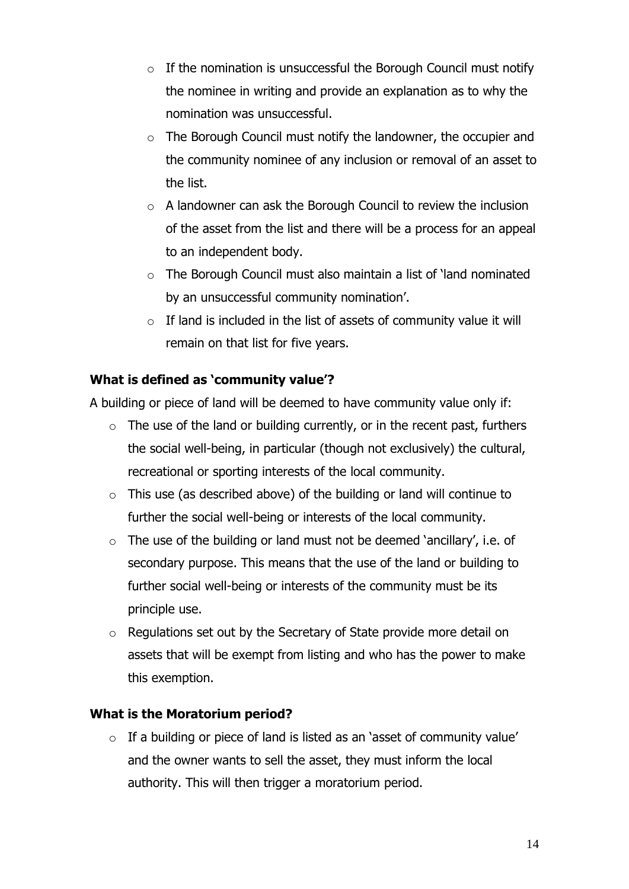- If the nomination is unsuccessful the Borough Council must notify the nominee in writing and provide an explanation as to why the nomination was unsuccessful.
- The Borough Council must notify the landowner, the occupier and the community nominee of any inclusion or removal of an asset to the list.
- A landowner can ask the Borough Council to review the inclusion of the asset from the list and there will be a process for an appeal to an independent body.
- The Borough Council must also maintain a list of 'land nominated by an unsuccessful community nomination'.
- If land is included in the list of assets of community value it will remain on that list for five years.

**What is defined as 'community value'?**

A building or piece of land will be deemed to have community value only if:

- The use of the land or building currently, or in the recent past, furthers the social well-being, in particular (though not exclusively) the cultural, recreational or sporting interests of the local community.
- This use (as described above) of the building or land will continue to further the social well-being or interests of the local community.
- The use of the building or land must not be deemed 'ancillary', i.e. of secondary purpose. This means that the use of the land or building to further social well-being or interests of the community must be its principle use.
- Regulations set out by the Secretary of State provide more detail on assets that will be exempt from listing and who has the power to make this exemption.

**What is the Moratorium period?**

- If a building or piece of land is listed as an 'asset of community value' and the owner wants to sell the asset, they must inform the local authority. This will then trigger a moratorium period.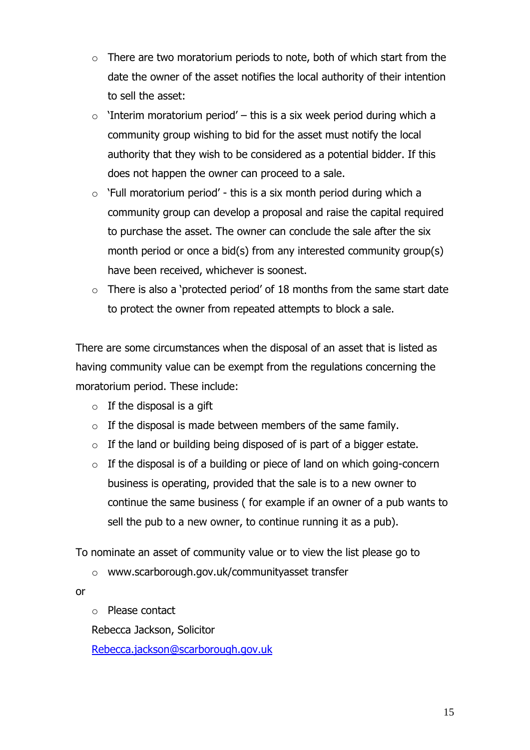- There are two moratorium periods to note, both of which start from the date the owner of the asset notifies the local authority of their intention to sell the asset:
- 'Interim moratorium period' – this is a six week period during which a community group wishing to bid for the asset must notify the local authority that they wish to be considered as a potential bidder. If this does not happen the owner can proceed to a sale.
- 'Full moratorium period' - this is a six month period during which a community group can develop a proposal and raise the capital required to purchase the asset. The owner can conclude the sale after the six month period or once a bid(s) from any interested community group(s) have been received, whichever is soonest.
- There is also a 'protected period' of 18 months from the same start date to protect the owner from repeated attempts to block a sale.

There are some circumstances when the disposal of an asset that is listed as having community value can be exempt from the regulations concerning the moratorium period. These include:

- If the disposal is a gift
- If the disposal is made between members of the same family.
- If the land or building being disposed of is part of a bigger estate.
- If the disposal is of a building or piece of land on which going-concern business is operating, provided that the sale is to a new owner to continue the same business ( for example if an owner of a pub wants to sell the pub to a new owner, to continue running it as a pub).

To nominate an asset of community value or to view the list please go to

- www.scarborough.gov.uk/communityasset transfer

or

- Please contact

Rebecca Jackson, Solicitor

[Rebecca.jackson@scarborough.gov.uk](mailto:Rebecca.jackson@scarborough.gov.uk)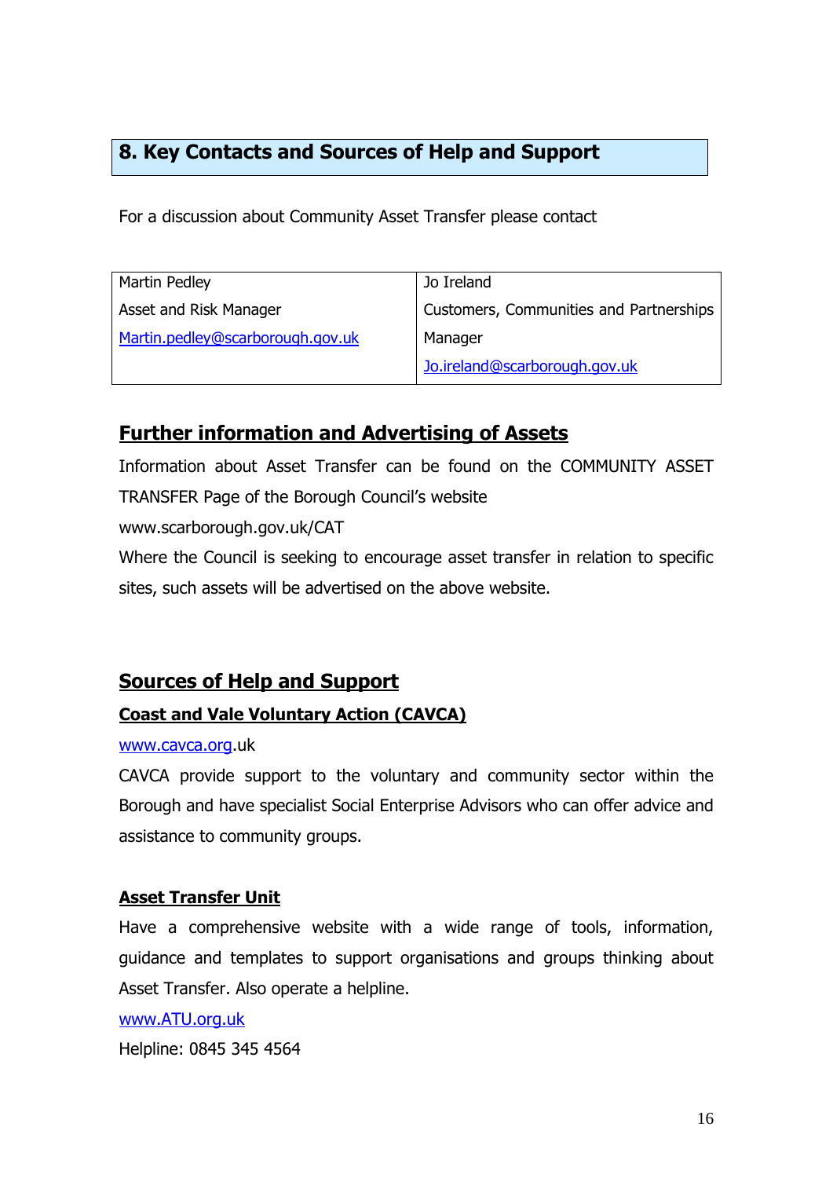## 8. Key Contacts and Sources of Help and Support

For a discussion about Community Asset Transfer please contact

| Martin Pedley | Jo Ireland |
| --- | --- |
| Asset and Risk Manager | Customers, Communities and Partnerships Manager |
| Martin.pedley@scarborough.gov.uk | Jo.ireland@scarborough.gov.uk |

## Further information and Advertising of Assets

Information about Asset Transfer can be found on the COMMUNITY ASSET TRANSFER Page of the Borough Council's website

www.scarborough.gov.uk/CAT

Where the Council is seeking to encourage asset transfer in relation to specific sites, such assets will be advertised on the above website.

## Sources of Help and Support

### Coast and Vale Voluntary Action (CAVCA)

www.cavca.org.uk

CAVCA provide support to the voluntary and community sector within the Borough and have specialist Social Enterprise Advisors who can offer advice and assistance to community groups.

### Asset Transfer Unit

Have a comprehensive website with a wide range of tools, information, guidance and templates to support organisations and groups thinking about Asset Transfer. Also operate a helpline.

www.ATU.org.uk

Helpline: 0845 345 4564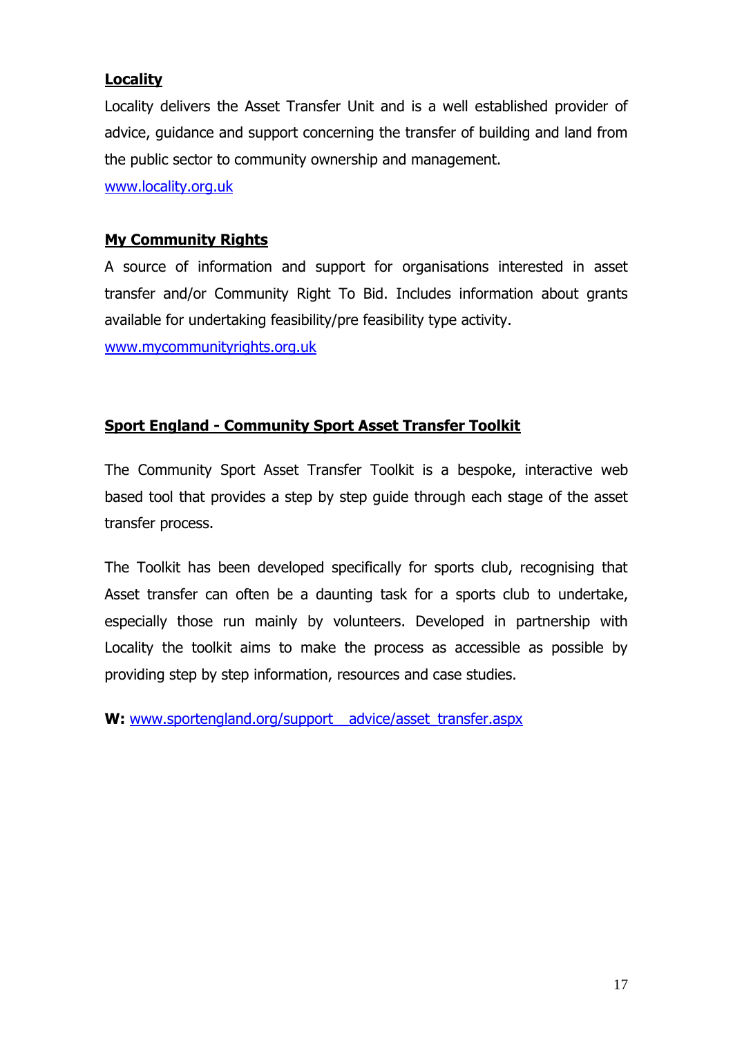**Locality**

Locality delivers the Asset Transfer Unit and is a well established provider of advice, guidance and support concerning the transfer of building and land from the public sector to community ownership and management.

www.locality.org.uk

**My Community Rights**

A source of information and support for organisations interested in asset transfer and/or Community Right To Bid. Includes information about grants available for undertaking feasibility/pre feasibility type activity.

www.mycommunityrights.org.uk

**Sport England - Community Sport Asset Transfer Toolkit**

The Community Sport Asset Transfer Toolkit is a bespoke, interactive web based tool that provides a step by step guide through each stage of the asset transfer process.

The Toolkit has been developed specifically for sports club, recognising that Asset transfer can often be a daunting task for a sports club to undertake, especially those run mainly by volunteers. Developed in partnership with Locality the toolkit aims to make the process as accessible as possible by providing step by step information, resources and case studies.

**W:** www.sportengland.org/support__advice/asset_transfer.aspx